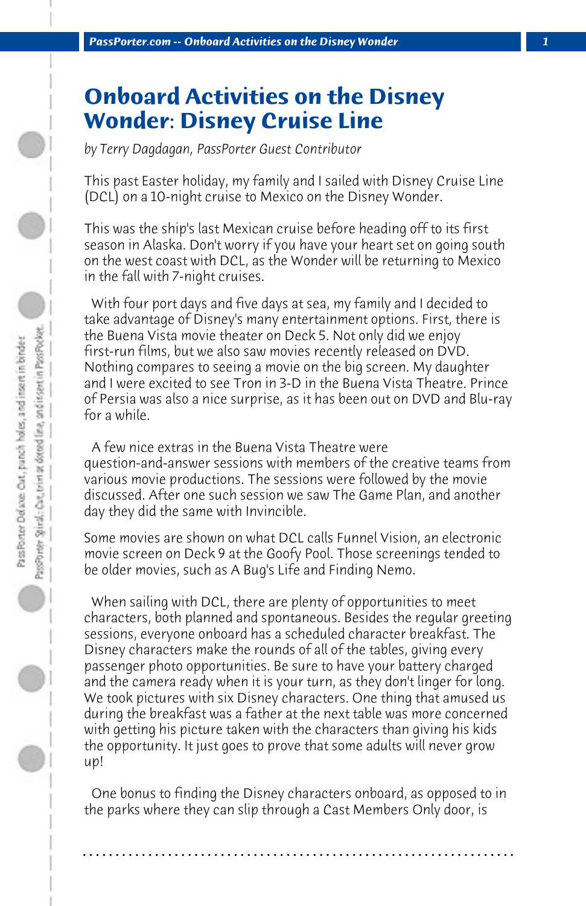# Onboard Activities on the Disney Wonder: Disney Cruise Line

*by Terry Dagdagan, PassPorter Guest Contributor*

This past Easter holiday, my family and I sailed with Disney Cruise Line (DCL) on a 10-night cruise to Mexico on the Disney Wonder.

This was the ship's last Mexican cruise before heading off to its first season in Alaska. Don't worry if you have your heart set on going south on the west coast with DCL, as the Wonder will be returning to Mexico in the fall with 7-night cruises.

With four port days and five days at sea, my family and I decided to take advantage of Disney's many entertainment options. First, there is the Buena Vista movie theater on Deck 5. Not only did we enjoy first-run films, but we also saw movies recently released on DVD. Nothing compares to seeing a movie on the big screen. My daughter and I were excited to see Tron in 3-D in the Buena Vista Theatre. Prince of Persia was also a nice surprise, as it has been out on DVD and Blu-ray for a while.

A few nice extras in the Buena Vista Theatre were question-and-answer sessions with members of the creative teams from various movie productions. The sessions were followed by the movie discussed. After one such session we saw The Game Plan, and another day they did the same with Invincible.

Some movies are shown on what DCL calls Funnel Vision, an electronic movie screen on Deck 9 at the Goofy Pool. Those screenings tended to be older movies, such as A Bug's Life and Finding Nemo.

When sailing with DCL, there are plenty of opportunities to meet characters, both planned and spontaneous. Besides the regular greeting sessions, everyone onboard has a scheduled character breakfast. The Disney characters make the rounds of all of the tables, giving every passenger photo opportunities. Be sure to have your battery charged and the camera ready when it is your turn, as they don't linger for long. We took pictures with six Disney characters. One thing that amused us during the breakfast was a father at the next table was more concerned with getting his picture taken with the characters than giving his kids the opportunity. It just goes to prove that some adults will never grow up!

One bonus to finding the Disney characters onboard, as opposed to in the parks where they can slip through a Cast Members Only door, is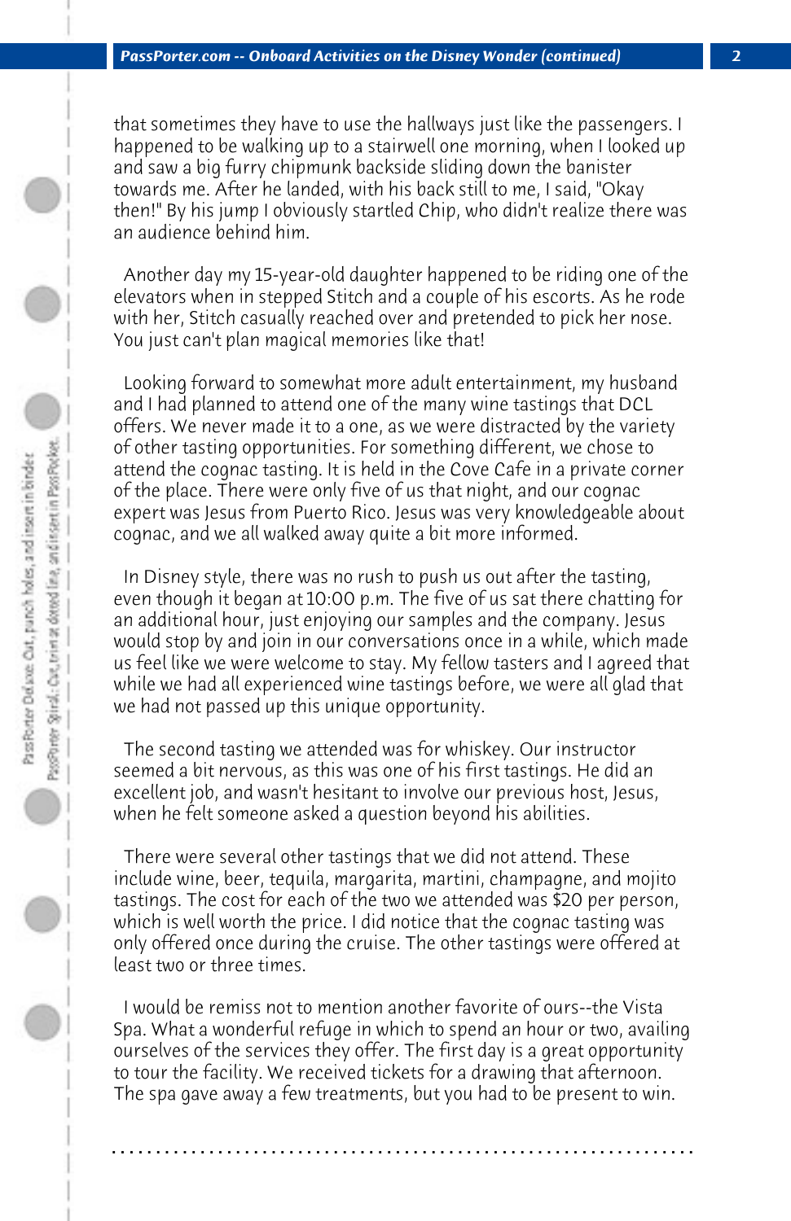that sometimes they have to use the hallways just like the passengers. I happened to be walking up to a stairwell one morning, when I looked up and saw a big furry chipmunk backside sliding down the banister towards me. After he landed, with his back still to me, I said, "Okay then!" By his jump I obviously startled Chip, who didn't realize there was an audience behind him.

Another day my 15-year-old daughter happened to be riding one of the elevators when in stepped Stitch and a couple of his escorts. As he rode with her, Stitch casually reached over and pretended to pick her nose. You just can't plan magical memories like that!

Looking forward to somewhat more adult entertainment, my husband and I had planned to attend one of the many wine tastings that DCL offers. We never made it to a one, as we were distracted by the variety of other tasting opportunities. For something different, we chose to attend the cognac tasting. It is held in the Cove Cafe in a private corner of the place. There were only five of us that night, and our cognac expert was Jesus from Puerto Rico. Jesus was very knowledgeable about cognac, and we all walked away quite a bit more informed.

In Disney style, there was no rush to push us out after the tasting, even though it began at 10:00 p.m. The five of us sat there chatting for an additional hour, just enjoying our samples and the company. Jesus would stop by and join in our conversations once in a while, which made us feel like we were welcome to stay. My fellow tasters and I agreed that while we had all experienced wine tastings before, we were all glad that we had not passed up this unique opportunity.

The second tasting we attended was for whiskey. Our instructor seemed a bit nervous, as this was one of his first tastings. He did an excellent job, and wasn't hesitant to involve our previous host, Jesus, when he felt someone asked a question beyond his abilities.

There were several other tastings that we did not attend. These include wine, beer, tequila, margarita, martini, champagne, and mojito tastings. The cost for each of the two we attended was $20 per person, which is well worth the price. I did notice that the cognac tasting was only offered once during the cruise. The other tastings were offered at least two or three times.

I would be remiss not to mention another favorite of ours--the Vista Spa. What a wonderful refuge in which to spend an hour or two, availing ourselves of the services they offer. The first day is a great opportunity to tour the facility. We received tickets for a drawing that afternoon. The spa gave away a few treatments, but you had to be present to win.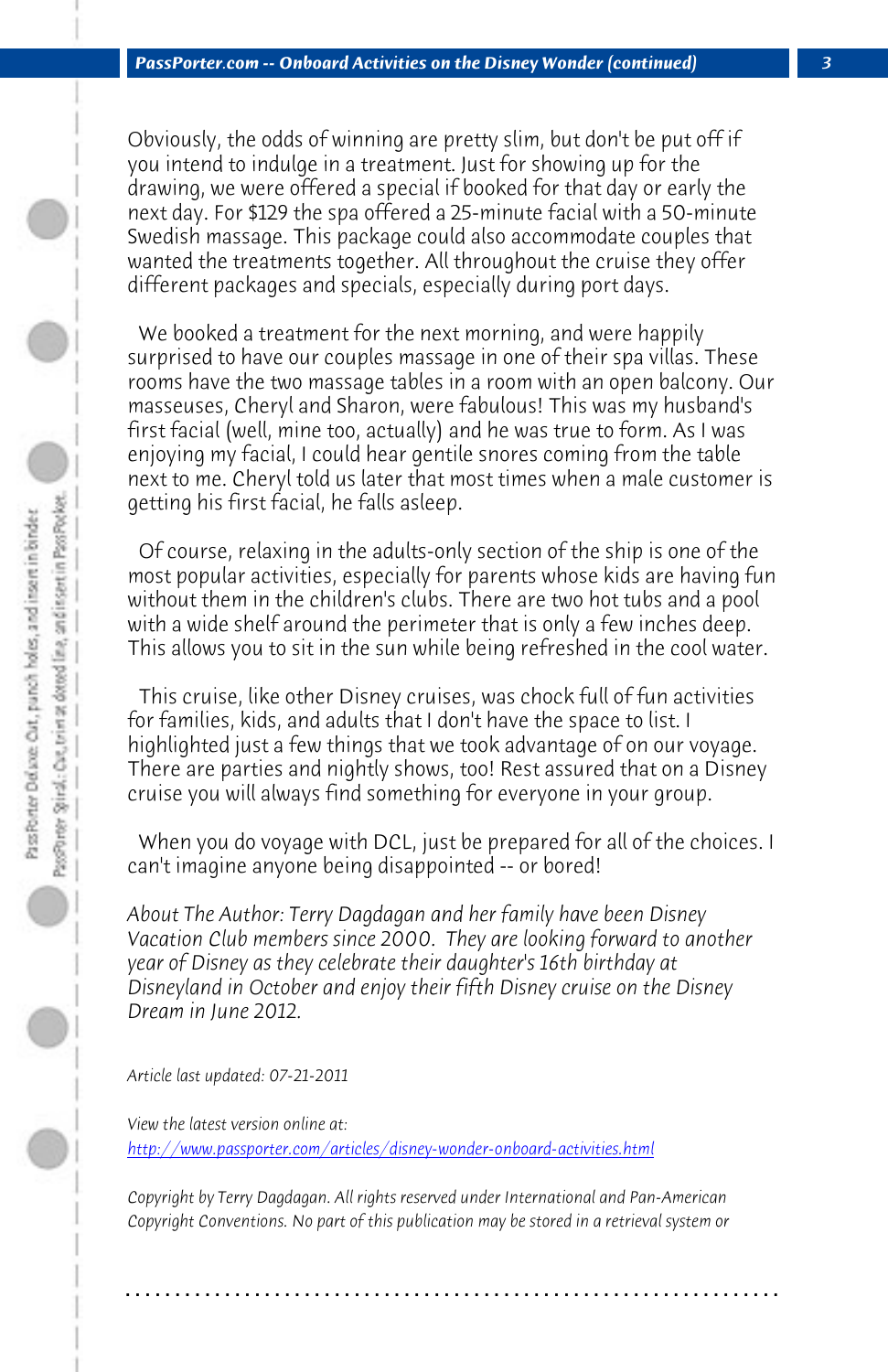Obviously, the odds of winning are pretty slim, but don't be put off if you intend to indulge in a treatment. Just for showing up for the drawing, we were offered a special if booked for that day or early the next day. For $129 the spa offered a 25-minute facial with a 50-minute Swedish massage. This package could also accommodate couples that wanted the treatments together. All throughout the cruise they offer different packages and specials, especially during port days.

We booked a treatment for the next morning, and were happily surprised to have our couples massage in one of their spa villas. These rooms have the two massage tables in a room with an open balcony. Our masseuses, Cheryl and Sharon, were fabulous! This was my husband's first facial (well, mine too, actually) and he was true to form. As I was enjoying my facial, I could hear gentile snores coming from the table next to me. Cheryl told us later that most times when a male customer is getting his first facial, he falls asleep.

Of course, relaxing in the adults-only section of the ship is one of the most popular activities, especially for parents whose kids are having fun without them in the children's clubs. There are two hot tubs and a pool with a wide shelf around the perimeter that is only a few inches deep. This allows you to sit in the sun while being refreshed in the cool water.

This cruise, like other Disney cruises, was chock full of fun activities for families, kids, and adults that I don't have the space to list. I highlighted just a few things that we took advantage of on our voyage. There are parties and nightly shows, too! Rest assured that on a Disney cruise you will always find something for everyone in your group.

When you do voyage with DCL, just be prepared for all of the choices. I can't imagine anyone being disappointed -- or bored!

*About The Author: Terry Dagdagan and her family have been Disney Vacation Club members since 2000. They are looking forward to another year of Disney as they celebrate their daughter's 16th birthday at Disneyland in October and enjoy their fifth Disney cruise on the Disney Dream in June 2012.*

*Article last updated: 07-21-2011*

*View the latest version online at:*
[http://www.passporter.com/articles/disney-wonder-onboard-activities.html](http://www.passporter.com/articles/disney-wonder-onboard-activities.html)

*Copyright by Terry Dagdagan. All rights reserved under International and Pan-American Copyright Conventions. No part of this publication may be stored in a retrieval system or*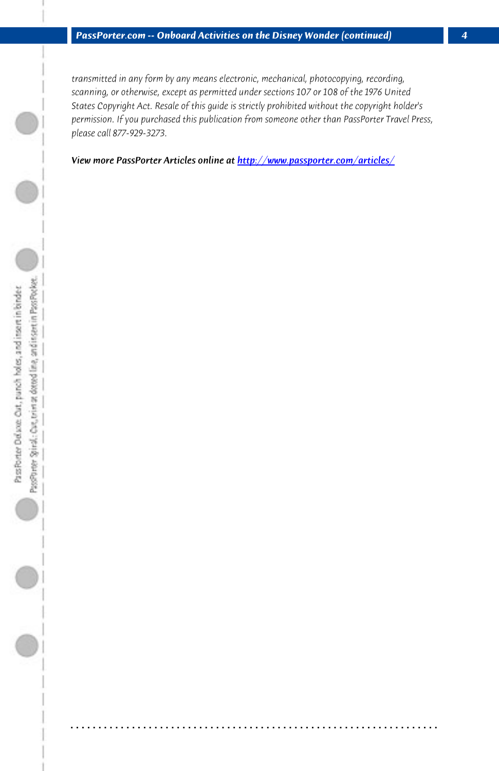*transmitted in any form by any means electronic, mechanical, photocopying, recording, scanning, or otherwise, except as permitted under sections 107 or 108 of the 1976 United States Copyright Act. Resale of this guide is strictly prohibited without the copyright holder's permission. If you purchased this publication from someone other than PassPorter Travel Press, please call 877-929-3273.*

***View more PassPorter Articles online at [http://www.passporter.com/articles/](http://www.passporter.com/articles/)***